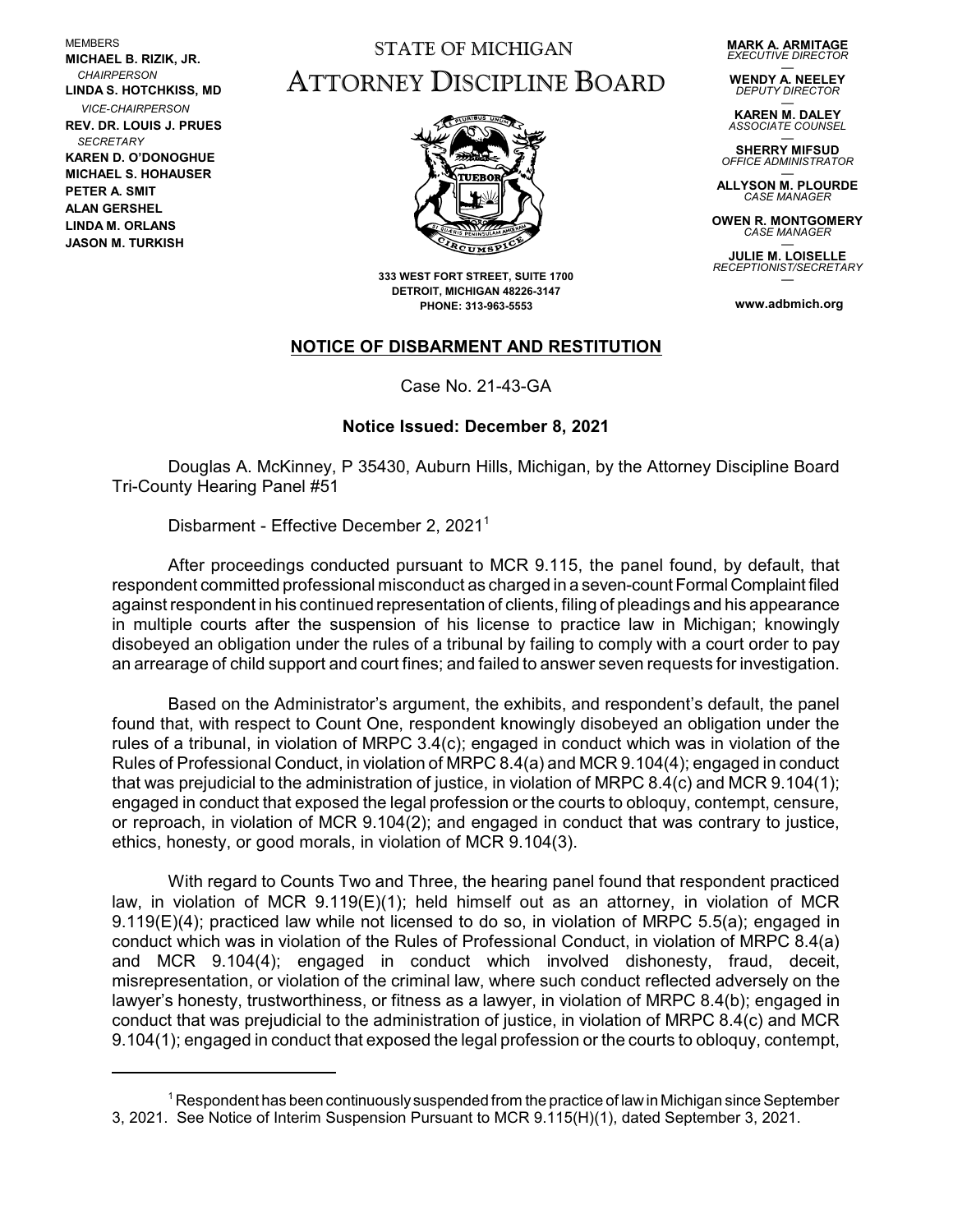MEMBERS
**MICHAEL B. RIZIK, JR.**
*CHAIRPERSON*
**LINDA S. HOTCHKISS, MD**
*VICE-CHAIRPERSON*
**REV. DR. LOUIS J. PRUES**
*SECRETARY*
**KAREN D. O'DONOGHUE**
**MICHAEL S. HOHAUSER**
**PETER A. SMIT**
**ALAN GERSHEL**
**LINDA M. ORLANS**
**JASON M. TURKISH**

# STATE OF MICHIGAN
# ATTORNEY DISCIPLINE BOARD

**333 WEST FORT STREET, SUITE 1700**
**DETROIT, MICHIGAN 48226-3147**
**PHONE: 313-963-5553**

**MARK A. ARMITAGE**
*EXECUTIVE DIRECTOR*
**WENDY A. NEELEY**
*DEPUTY DIRECTOR*
**KAREN M. DALEY**
*ASSOCIATE COUNSEL*
**SHERRY MIFSUD**
*OFFICE ADMINISTRATOR*
**ALLYSON M. PLOURDE**
*CASE MANAGER*
**OWEN R. MONTGOMERY**
*CASE MANAGER*
**JULIE M. LOISELLE**
*RECEPTIONIST/SECRETARY*

**www.adbmich.org**

## NOTICE OF DISBARMENT AND RESTITUTION

Case No. 21-43-GA

**Notice Issued: December 8, 2021**

Douglas A. McKinney, P 35430, Auburn Hills, Michigan, by the Attorney Discipline Board Tri-County Hearing Panel #51

Disbarment - Effective December 2, 2021[1]

After proceedings conducted pursuant to MCR 9.115, the panel found, by default, that respondent committed professional misconduct as charged in a seven-count Formal Complaint filed against respondent in his continued representation of clients, filing of pleadings and his appearance in multiple courts after the suspension of his license to practice law in Michigan; knowingly disobeyed an obligation under the rules of a tribunal by failing to comply with a court order to pay an arrearage of child support and court fines; and failed to answer seven requests for investigation.

Based on the Administrator's argument, the exhibits, and respondent's default, the panel found that, with respect to Count One, respondent knowingly disobeyed an obligation under the rules of a tribunal, in violation of MRPC 3.4(c); engaged in conduct which was in violation of the Rules of Professional Conduct, in violation of MRPC 8.4(a) and MCR 9.104(4); engaged in conduct that was prejudicial to the administration of justice, in violation of MRPC 8.4(c) and MCR 9.104(1); engaged in conduct that exposed the legal profession or the courts to obloquy, contempt, censure, or reproach, in violation of MCR 9.104(2); and engaged in conduct that was contrary to justice, ethics, honesty, or good morals, in violation of MCR 9.104(3).

With regard to Counts Two and Three, the hearing panel found that respondent practiced law, in violation of MCR 9.119(E)(1); held himself out as an attorney, in violation of MCR 9.119(E)(4); practiced law while not licensed to do so, in violation of MRPC 5.5(a); engaged in conduct which was in violation of the Rules of Professional Conduct, in violation of MRPC 8.4(a) and MCR 9.104(4); engaged in conduct which involved dishonesty, fraud, deceit, misrepresentation, or violation of the criminal law, where such conduct reflected adversely on the lawyer's honesty, trustworthiness, or fitness as a lawyer, in violation of MRPC 8.4(b); engaged in conduct that was prejudicial to the administration of justice, in violation of MRPC 8.4(c) and MCR 9.104(1); engaged in conduct that exposed the legal profession or the courts to obloquy, contempt,

[1] Respondent has been continuously suspended from the practice of law in Michigan since September 3, 2021. See Notice of Interim Suspension Pursuant to MCR 9.115(H)(1), dated September 3, 2021.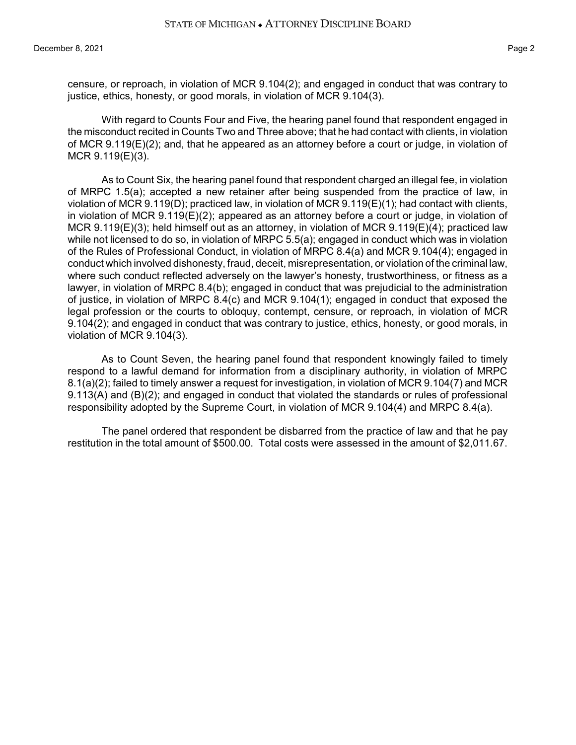censure, or reproach, in violation of MCR 9.104(2); and engaged in conduct that was contrary to justice, ethics, honesty, or good morals, in violation of MCR 9.104(3).

With regard to Counts Four and Five, the hearing panel found that respondent engaged in the misconduct recited in Counts Two and Three above; that he had contact with clients, in violation of MCR 9.119(E)(2); and, that he appeared as an attorney before a court or judge, in violation of MCR 9.119(E)(3).

As to Count Six, the hearing panel found that respondent charged an illegal fee, in violation of MRPC 1.5(a); accepted a new retainer after being suspended from the practice of law, in violation of MCR 9.119(D); practiced law, in violation of MCR 9.119(E)(1); had contact with clients, in violation of MCR 9.119(E)(2); appeared as an attorney before a court or judge, in violation of MCR 9.119(E)(3); held himself out as an attorney, in violation of MCR 9.119(E)(4); practiced law while not licensed to do so, in violation of MRPC 5.5(a); engaged in conduct which was in violation of the Rules of Professional Conduct, in violation of MRPC 8.4(a) and MCR 9.104(4); engaged in conduct which involved dishonesty, fraud, deceit, misrepresentation, or violation of the criminal law, where such conduct reflected adversely on the lawyer's honesty, trustworthiness, or fitness as a lawyer, in violation of MRPC 8.4(b); engaged in conduct that was prejudicial to the administration of justice, in violation of MRPC 8.4(c) and MCR 9.104(1); engaged in conduct that exposed the legal profession or the courts to obloquy, contempt, censure, or reproach, in violation of MCR 9.104(2); and engaged in conduct that was contrary to justice, ethics, honesty, or good morals, in violation of MCR 9.104(3).

As to Count Seven, the hearing panel found that respondent knowingly failed to timely respond to a lawful demand for information from a disciplinary authority, in violation of MRPC 8.1(a)(2); failed to timely answer a request for investigation, in violation of MCR 9.104(7) and MCR 9.113(A) and (B)(2); and engaged in conduct that violated the standards or rules of professional responsibility adopted by the Supreme Court, in violation of MCR 9.104(4) and MRPC 8.4(a).

The panel ordered that respondent be disbarred from the practice of law and that he pay restitution in the total amount of $500.00. Total costs were assessed in the amount of $2,011.67.